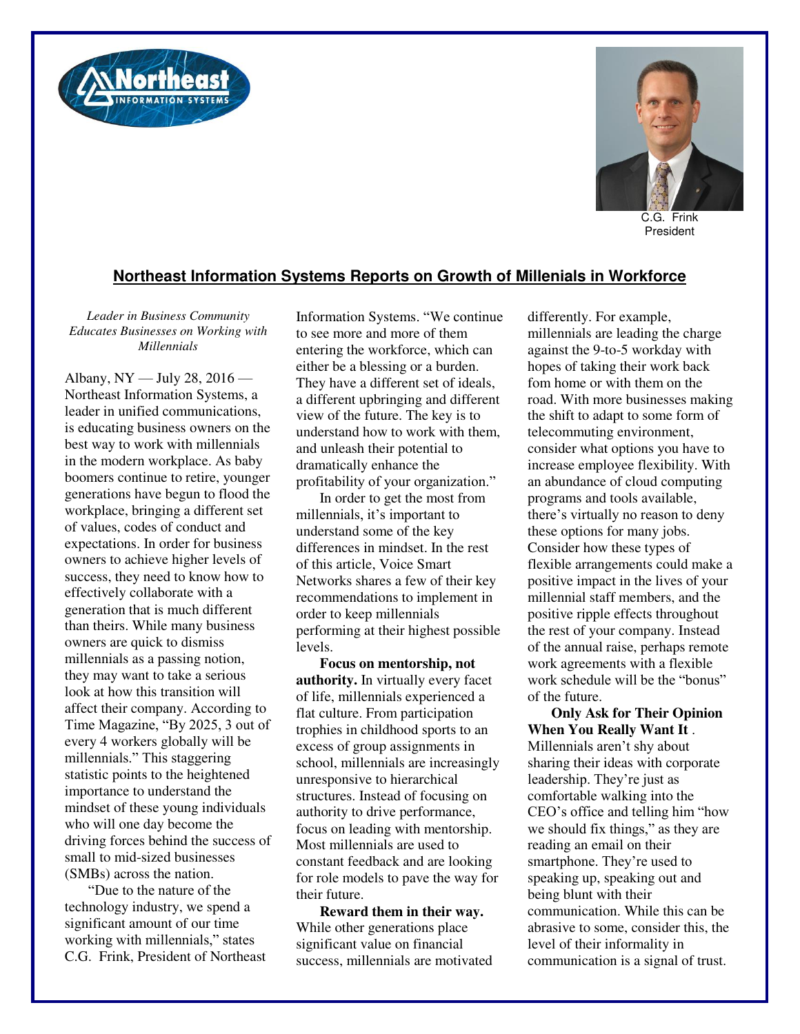C.G. Frink
President

## Northeast Information Systems Reports on Growth of Millenials in Workforce

*Leader in Business Community Educates Businesses on Working with Millennials*

Albany, NY — July 28, 2016 — Northeast Information Systems, a leader in unified communications, is educating business owners on the best way to work with millennials in the modern workplace. As baby boomers continue to retire, younger generations have begun to flood the workplace, bringing a different set of values, codes of conduct and expectations. In order for business owners to achieve higher levels of success, they need to know how to effectively collaborate with a generation that is much different than theirs. While many business owners are quick to dismiss millennials as a passing notion, they may want to take a serious look at how this transition will affect their company. According to Time Magazine, "By 2025, 3 out of every 4 workers globally will be millennials." This staggering statistic points to the heightened importance to understand the mindset of these young individuals who will one day become the driving forces behind the success of small to mid-sized businesses (SMBs) across the nation.

"Due to the nature of the technology industry, we spend a significant amount of our time working with millennials," states C.G. Frink, President of Northeast Information Systems. "We continue to see more and more of them entering the workforce, which can either be a blessing or a burden. They have a different set of ideals, a different upbringing and different view of the future. The key is to understand how to work with them, and unleash their potential to dramatically enhance the profitability of your organization."

In order to get the most from millennials, it's important to understand some of the key differences in mindset. In the rest of this article, Voice Smart Networks shares a few of their key recommendations to implement in order to keep millennials performing at their highest possible levels.

**Focus on mentorship, not authority.** In virtually every facet of life, millennials experienced a flat culture. From participation trophies in childhood sports to an excess of group assignments in school, millennials are increasingly unresponsive to hierarchical structures. Instead of focusing on authority to drive performance, focus on leading with mentorship. Most millennials are used to constant feedback and are looking for role models to pave the way for their future.

**Reward them in their way.** While other generations place significant value on financial success, millennials are motivated differently. For example, millennials are leading the charge against the 9-to-5 workday with hopes of taking their work back fom home or with them on the road. With more businesses making the shift to adapt to some form of telecommuting environment, consider what options you have to increase employee flexibility. With an abundance of cloud computing programs and tools available, there's virtually no reason to deny these options for many jobs. Consider how these types of flexible arrangements could make a positive impact in the lives of your millennial staff members, and the positive ripple effects throughout the rest of your company. Instead of the annual raise, perhaps remote work agreements with a flexible work schedule will be the "bonus" of the future.

**Only Ask for Their Opinion When You Really Want It** . Millennials aren't shy about sharing their ideas with corporate leadership. They're just as comfortable walking into the CEO's office and telling him "how we should fix things," as they are reading an email on their smartphone. They're used to speaking up, speaking out and being blunt with their communication. While this can be abrasive to some, consider this, the level of their informality in communication is a signal of trust.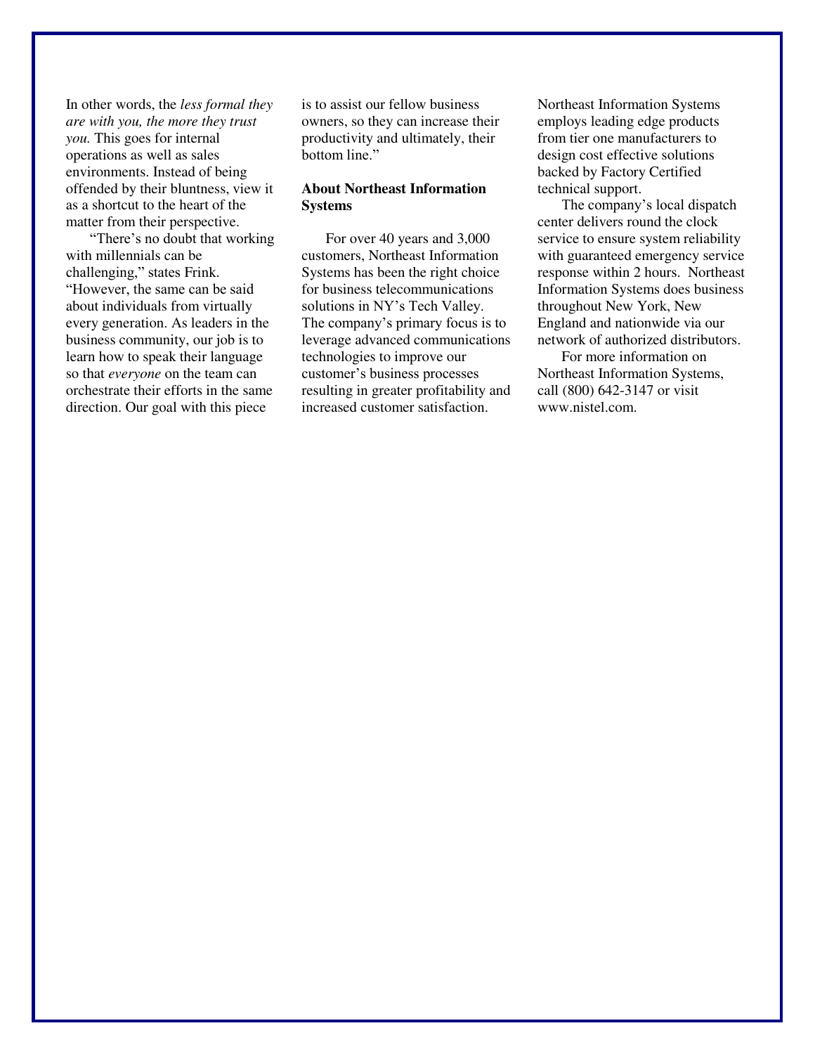In other words, the *less formal they are with you, the more they trust you.* This goes for internal operations as well as sales environments. Instead of being offended by their bluntness, view it as a shortcut to the heart of the matter from their perspective.

"There's no doubt that working with millennials can be challenging," states Frink. "However, the same can be said about individuals from virtually every generation. As leaders in the business community, our job is to learn how to speak their language so that *everyone* on the team can orchestrate their efforts in the same direction. Our goal with this piece is to assist our fellow business owners, so they can increase their productivity and ultimately, their bottom line."

**About Northeast Information Systems**

For over 40 years and 3,000 customers, Northeast Information Systems has been the right choice for business telecommunications solutions in NY's Tech Valley. The company's primary focus is to leverage advanced communications technologies to improve our customer's business processes resulting in greater profitability and increased customer satisfaction. Northeast Information Systems employs leading edge products from tier one manufacturers to design cost effective solutions backed by Factory Certified technical support.

The company's local dispatch center delivers round the clock service to ensure system reliability with guaranteed emergency service response within 2 hours. Northeast Information Systems does business throughout New York, New England and nationwide via our network of authorized distributors.

For more information on Northeast Information Systems, call (800) 642-3147 or visit www.nistel.com.